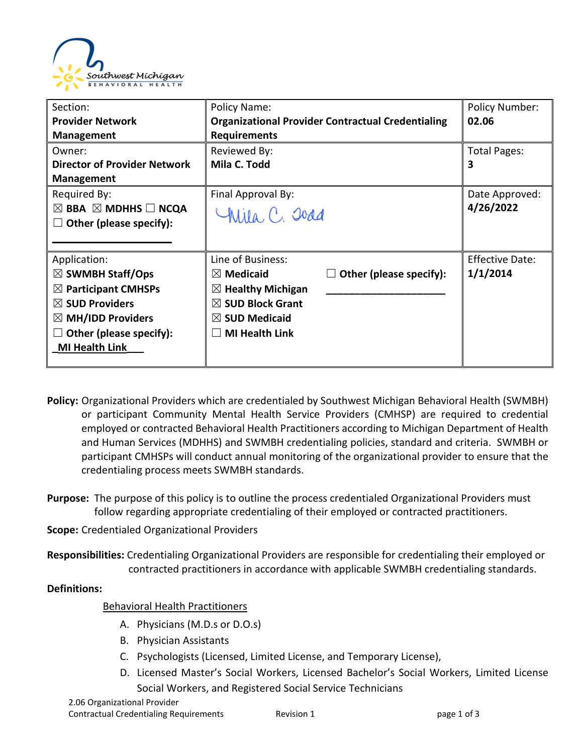Southwest Michigan BEHAVIORAL HEALTH

| Section: **Provider Network Management** | Policy Name: **Organizational Provider Contractual Credentialing Requirements** | Policy Number: **02.06** |
|---|---|---|
| Owner: **Director of Provider Network Management** | Reviewed By: **Mila C. Todd** | Total Pages: **3** |
| Required By: ☒ **BBA** ☒ **MDHHS** ☐ **NCQA** ☐ **Other (please specify):** ____________________ | Final Approval By: *Mila C. Todd* | Date Approved: **4/26/2022** |
| Application: ☒ **SWMBH Staff/Ops** ☒ **Participant CMHSPs** ☒ **SUD Providers** ☒ **MH/IDD Providers** ☐ **Other (please specify):** **MI Health Link** | Line of Business: ☒ **Medicaid** ☒ **Healthy Michigan** ☒ **SUD Block Grant** ☒ **SUD Medicaid** ☐ **MI Health Link** ☐ **Other (please specify):** ____________________ | Effective Date: **1/1/2014** |

**Policy:** Organizational Providers which are credentialed by Southwest Michigan Behavioral Health (SWMBH) or participant Community Mental Health Service Providers (CMHSP) are required to credential employed or contracted Behavioral Health Practitioners according to Michigan Department of Health and Human Services (MDHHS) and SWMBH credentialing policies, standard and criteria. SWMBH or participant CMHSPs will conduct annual monitoring of the organizational provider to ensure that the credentialing process meets SWMBH standards.

**Purpose:** The purpose of this policy is to outline the process credentialed Organizational Providers must follow regarding appropriate credentialing of their employed or contracted practitioners.

**Scope:** Credentialed Organizational Providers

**Responsibilities:** Credentialing Organizational Providers are responsible for credentialing their employed or contracted practitioners in accordance with applicable SWMBH credentialing standards.

**Definitions:**

Behavioral Health Practitioners

A. Physicians (M.D.s or D.O.s)
B. Physician Assistants
C. Psychologists (Licensed, Limited License, and Temporary License),
D. Licensed Master's Social Workers, Licensed Bachelor's Social Workers, Limited License Social Workers, and Registered Social Service Technicians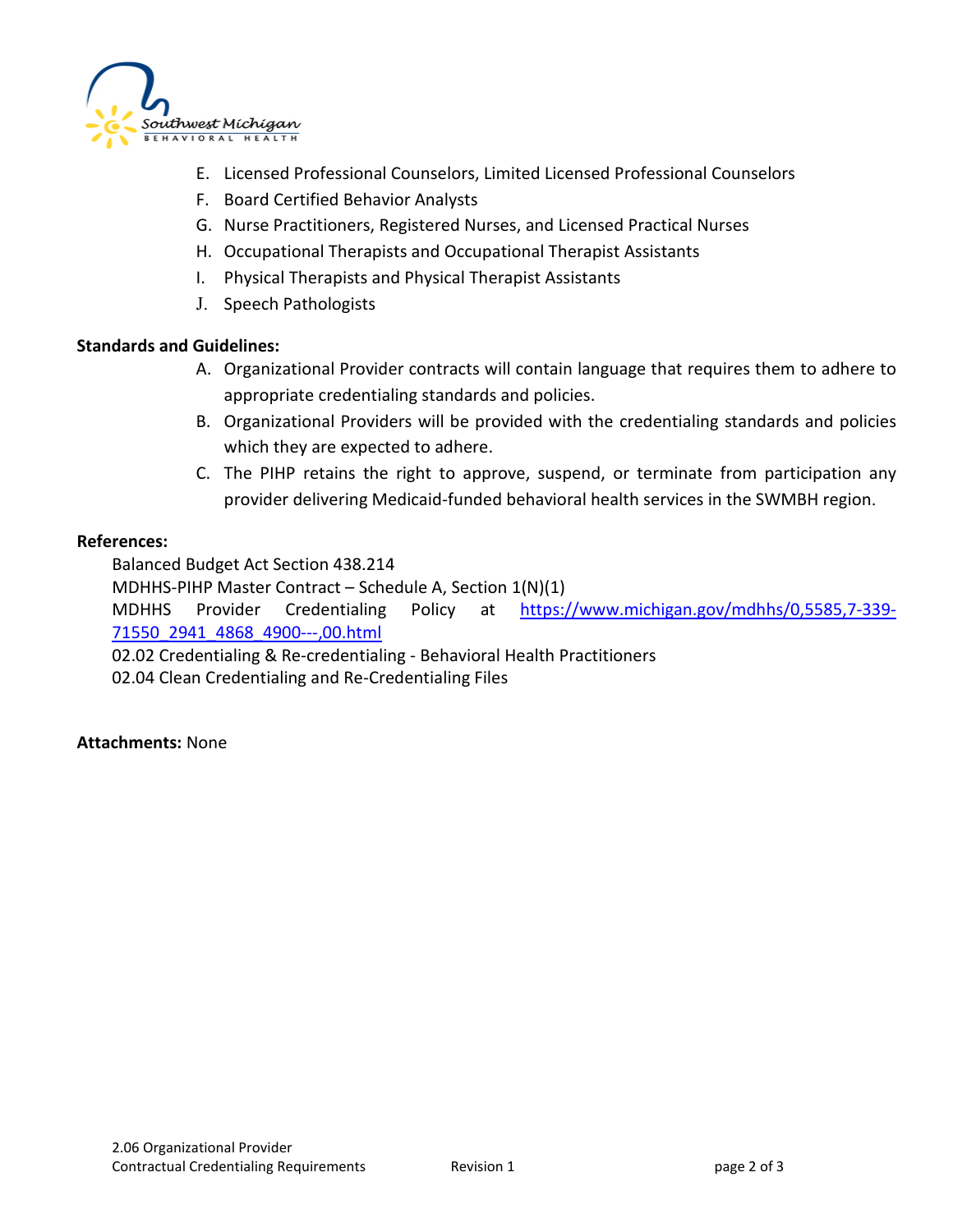E. Licensed Professional Counselors, Limited Licensed Professional Counselors
F. Board Certified Behavior Analysts
G. Nurse Practitioners, Registered Nurses, and Licensed Practical Nurses
H. Occupational Therapists and Occupational Therapist Assistants
I. Physical Therapists and Physical Therapist Assistants
J. Speech Pathologists

**Standards and Guidelines:**

A. Organizational Provider contracts will contain language that requires them to adhere to appropriate credentialing standards and policies.
B. Organizational Providers will be provided with the credentialing standards and policies which they are expected to adhere.
C. The PIHP retains the right to approve, suspend, or terminate from participation any provider delivering Medicaid-funded behavioral health services in the SWMBH region.

**References:**

Balanced Budget Act Section 438.214
MDHHS-PIHP Master Contract – Schedule A, Section 1(N)(1)
MDHHS Provider Credentialing Policy at https://www.michigan.gov/mdhhs/0,5585,7-339-71550_2941_4868_4900---,00.html
02.02 Credentialing & Re-credentialing - Behavioral Health Practitioners
02.04 Clean Credentialing and Re-Credentialing Files

**Attachments:** None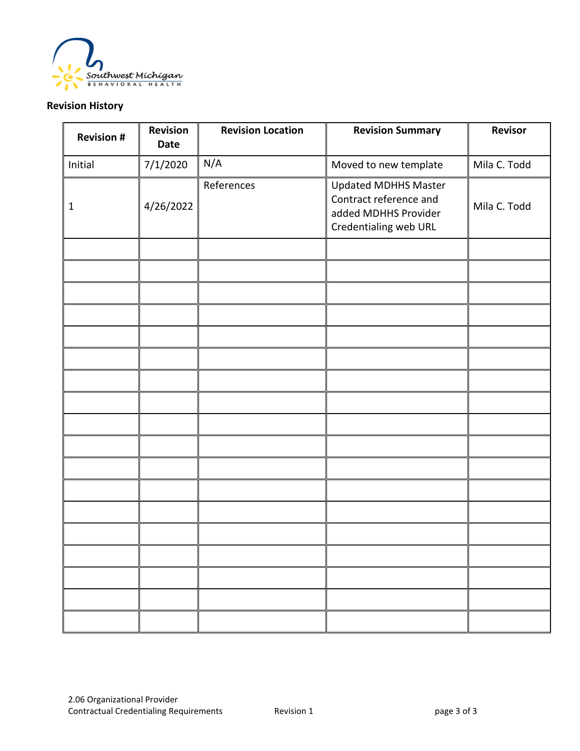## Revision History

| Revision # | Revision Date | Revision Location | Revision Summary | Revisor |
|---|---|---|---|---|
| Initial | 7/1/2020 | N/A | Moved to new template | Mila C. Todd |
| 1 | 4/26/2022 | References | Updated MDHHS Master Contract reference and added MDHHS Provider Credentialing web URL | Mila C. Todd |
| | | | | |
| | | | | |
| | | | | |
| | | | | |
| | | | | |
| | | | | |
| | | | | |
| | | | | |
| | | | | |
| | | | | |
| | | | | |
| | | | | |
| | | | | |
| | | | | |
| | | | | |
| | | | | |
| | | | | |
| | | | | |